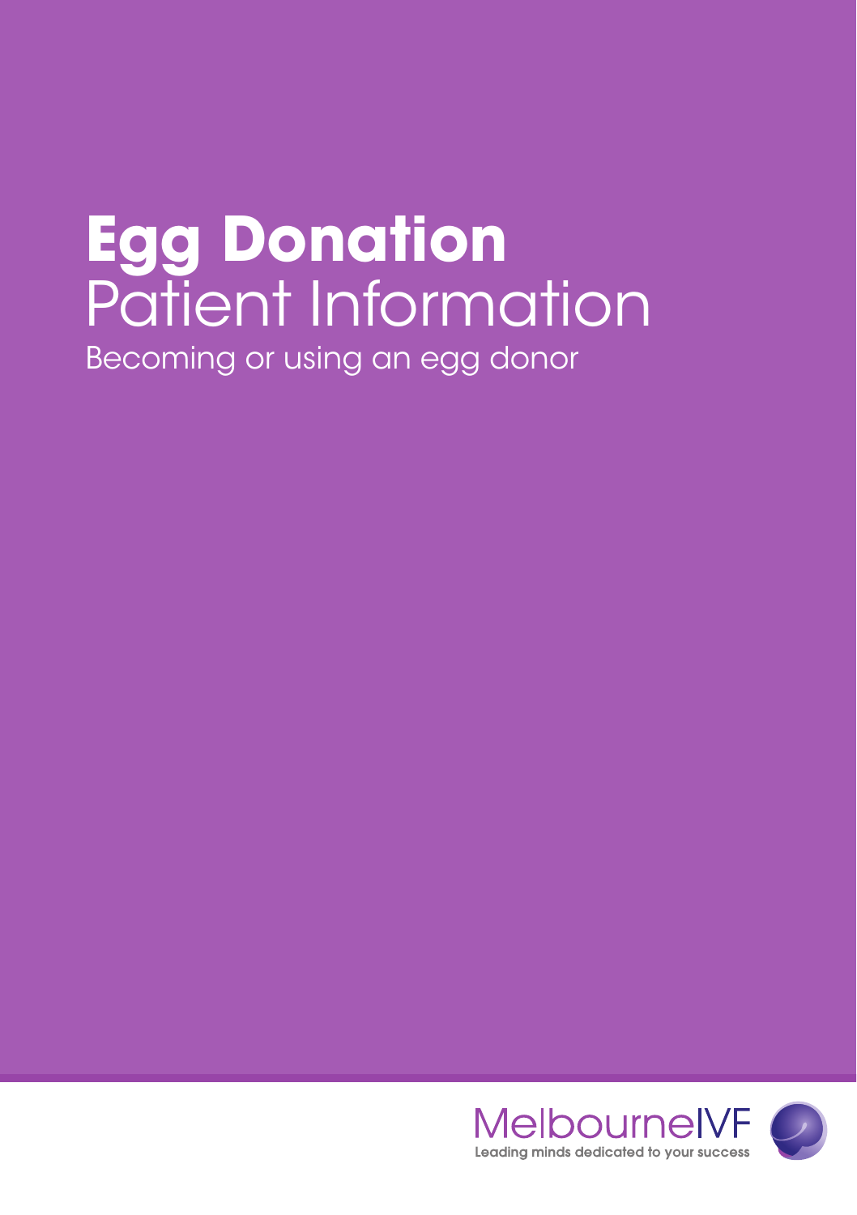# Egg Donation
## Patient Information
### Becoming or using an egg donor

MelbourneIVF
Leading minds dedicated to your success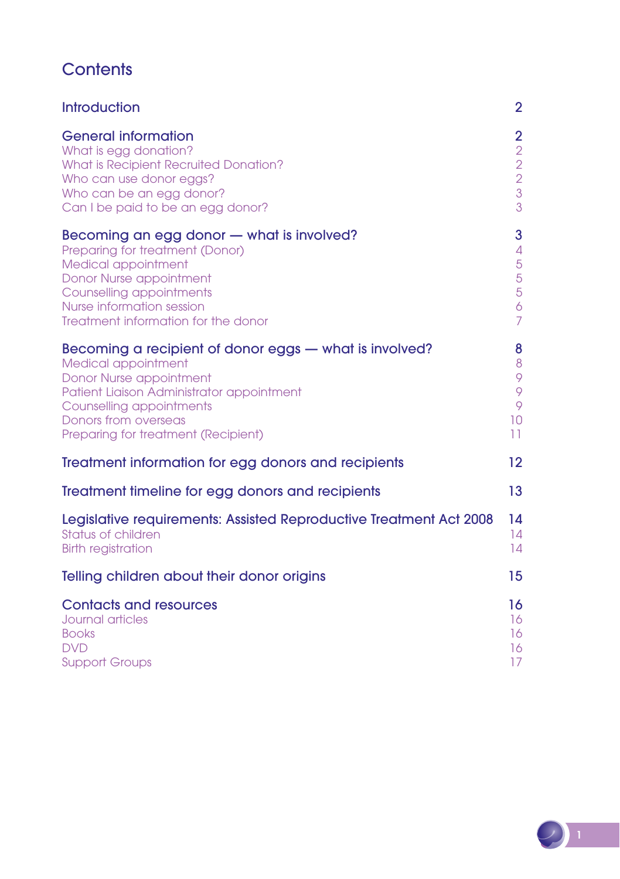# Contents

| | |
|---|---|
| **Introduction** | **2** |
| **General information** | **2** |
| What is egg donation? | 2 |
| What is Recipient Recruited Donation? | 2 |
| Who can use donor eggs? | 2 |
| Who can be an egg donor? | 3 |
| Can I be paid to be an egg donor? | 3 |
| **Becoming an egg donor — what is involved?** | **3** |
| Preparing for treatment (Donor) | 4 |
| Medical appointment | 5 |
| Donor Nurse appointment | 5 |
| Counselling appointments | 5 |
| Nurse information session | 6 |
| Treatment information for the donor | 7 |
| **Becoming a recipient of donor eggs — what is involved?** | **8** |
| Medical appointment | 8 |
| Donor Nurse appointment | 9 |
| Patient Liaison Administrator appointment | 9 |
| Counselling appointments | 9 |
| Donors from overseas | 10 |
| Preparing for treatment (Recipient) | 11 |
| **Treatment information for egg donors and recipients** | **12** |
| **Treatment timeline for egg donors and recipients** | **13** |
| **Legislative requirements: Assisted Reproductive Treatment Act 2008** | **14** |
| Status of children | 14 |
| Birth registration | 14 |
| **Telling children about their donor origins** | **15** |
| **Contacts and resources** | **16** |
| Journal articles | 16 |
| Books | 16 |
| DVD | 16 |
| Support Groups | 17 |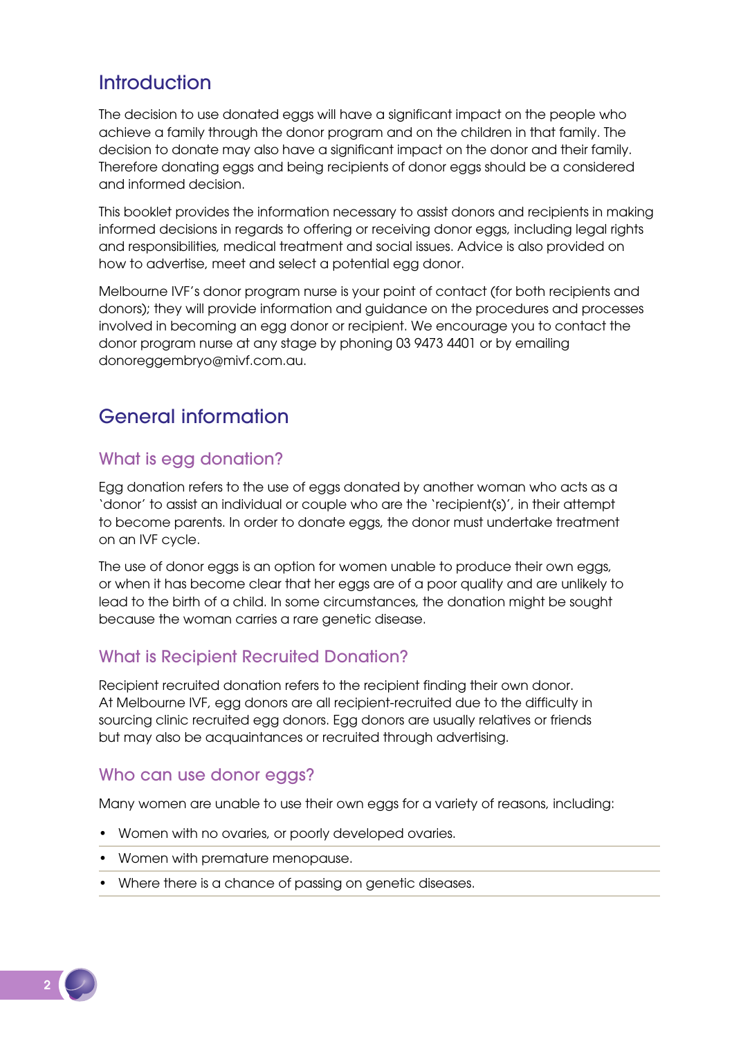## Introduction

The decision to use donated eggs will have a significant impact on the people who achieve a family through the donor program and on the children in that family. The decision to donate may also have a significant impact on the donor and their family. Therefore donating eggs and being recipients of donor eggs should be a considered and informed decision.

This booklet provides the information necessary to assist donors and recipients in making informed decisions in regards to offering or receiving donor eggs, including legal rights and responsibilities, medical treatment and social issues. Advice is also provided on how to advertise, meet and select a potential egg donor.

Melbourne IVF's donor program nurse is your point of contact (for both recipients and donors); they will provide information and guidance on the procedures and processes involved in becoming an egg donor or recipient. We encourage you to contact the donor program nurse at any stage by phoning 03 9473 4401 or by emailing donoreggembryo@mivf.com.au.

## General information

### What is egg donation?

Egg donation refers to the use of eggs donated by another woman who acts as a 'donor' to assist an individual or couple who are the 'recipient(s)', in their attempt to become parents. In order to donate eggs, the donor must undertake treatment on an IVF cycle.

The use of donor eggs is an option for women unable to produce their own eggs, or when it has become clear that her eggs are of a poor quality and are unlikely to lead to the birth of a child. In some circumstances, the donation might be sought because the woman carries a rare genetic disease.

### What is Recipient Recruited Donation?

Recipient recruited donation refers to the recipient finding their own donor. At Melbourne IVF, egg donors are all recipient-recruited due to the difficulty in sourcing clinic recruited egg donors. Egg donors are usually relatives or friends but may also be acquaintances or recruited through advertising.

### Who can use donor eggs?

Many women are unable to use their own eggs for a variety of reasons, including:

- Women with no ovaries, or poorly developed ovaries.
- Women with premature menopause.
- Where there is a chance of passing on genetic diseases.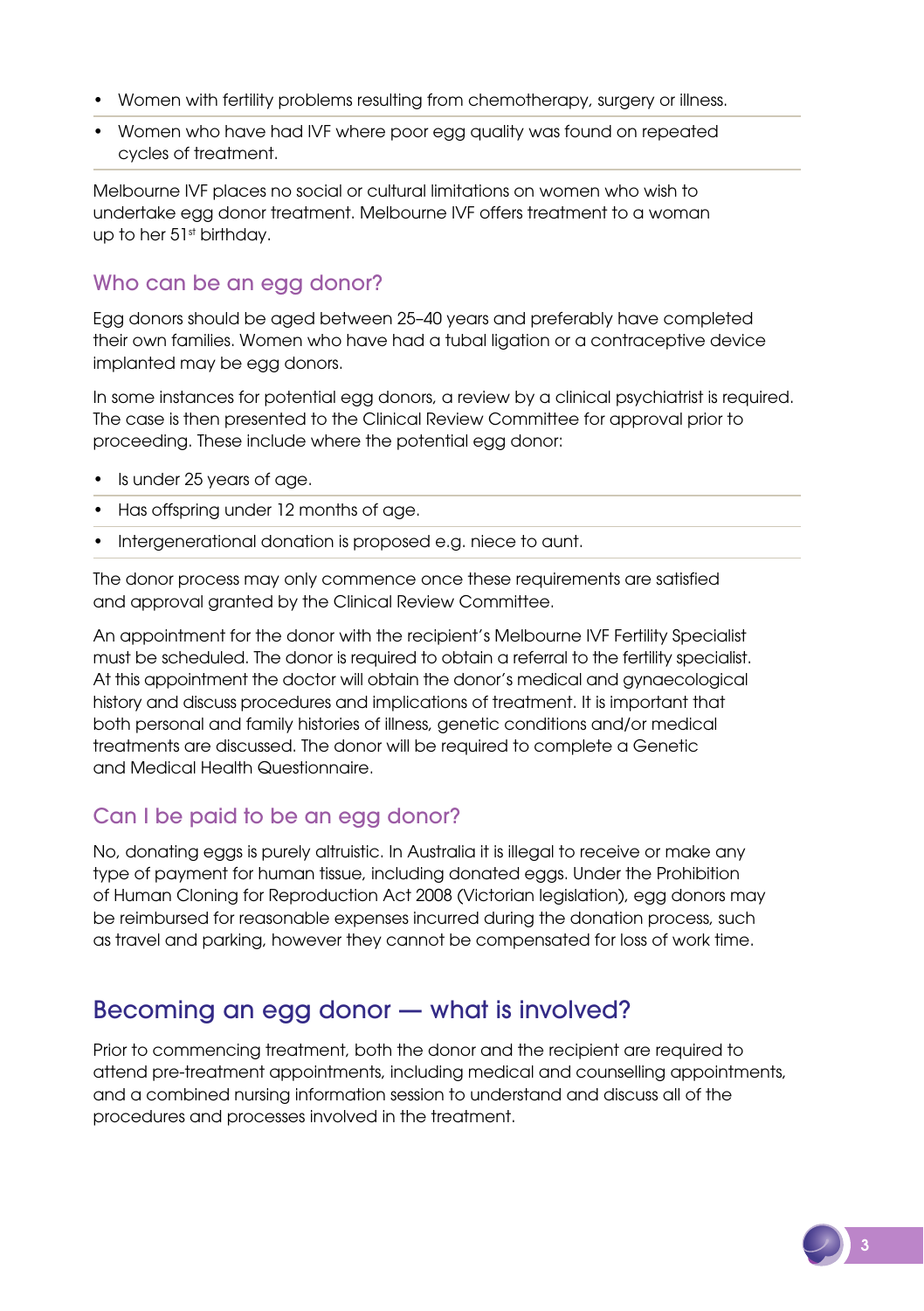- Women with fertility problems resulting from chemotherapy, surgery or illness.
- Women who have had IVF where poor egg quality was found on repeated cycles of treatment.

Melbourne IVF places no social or cultural limitations on women who wish to undertake egg donor treatment. Melbourne IVF offers treatment to a woman up to her 51st birthday.

## Who can be an egg donor?

Egg donors should be aged between 25–40 years and preferably have completed their own families. Women who have had a tubal ligation or a contraceptive device implanted may be egg donors.

In some instances for potential egg donors, a review by a clinical psychiatrist is required. The case is then presented to the Clinical Review Committee for approval prior to proceeding. These include where the potential egg donor:

- Is under 25 years of age.
- Has offspring under 12 months of age.
- Intergenerational donation is proposed e.g. niece to aunt.

The donor process may only commence once these requirements are satisfied and approval granted by the Clinical Review Committee.

An appointment for the donor with the recipient's Melbourne IVF Fertility Specialist must be scheduled. The donor is required to obtain a referral to the fertility specialist. At this appointment the doctor will obtain the donor's medical and gynaecological history and discuss procedures and implications of treatment. It is important that both personal and family histories of illness, genetic conditions and/or medical treatments are discussed. The donor will be required to complete a Genetic and Medical Health Questionnaire.

## Can I be paid to be an egg donor?

No, donating eggs is purely altruistic. In Australia it is illegal to receive or make any type of payment for human tissue, including donated eggs. Under the Prohibition of Human Cloning for Reproduction Act 2008 (Victorian legislation), egg donors may be reimbursed for reasonable expenses incurred during the donation process, such as travel and parking, however they cannot be compensated for loss of work time.

# Becoming an egg donor — what is involved?

Prior to commencing treatment, both the donor and the recipient are required to attend pre-treatment appointments, including medical and counselling appointments, and a combined nursing information session to understand and discuss all of the procedures and processes involved in the treatment.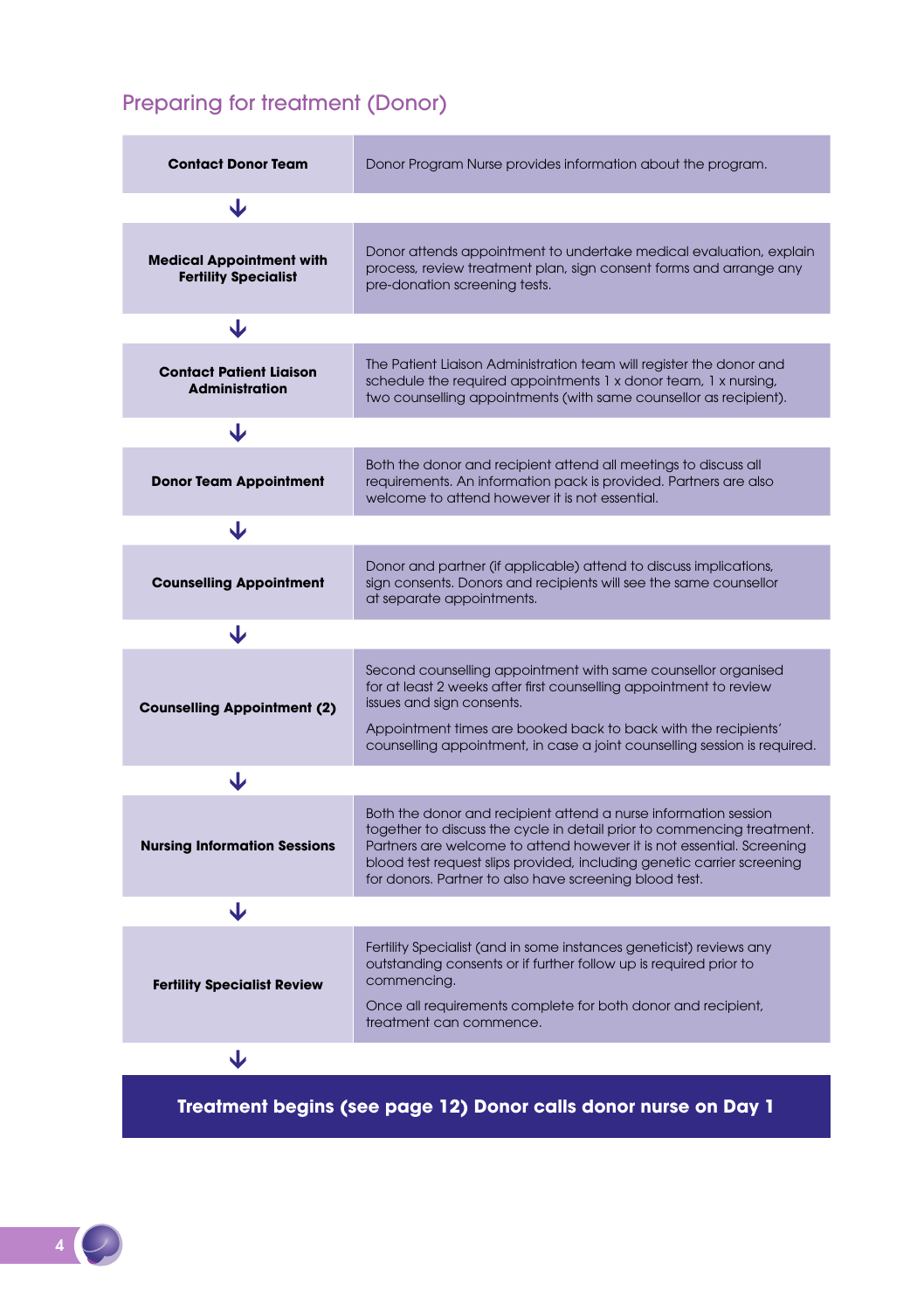## Preparing for treatment (Donor)

| Step | Description |
| --- | --- |
| **Contact Donor Team** | Donor Program Nurse provides information about the program. |
| **Medical Appointment with Fertility Specialist** | Donor attends appointment to undertake medical evaluation, explain process, review treatment plan, sign consent forms and arrange any pre-donation screening tests. |
| **Contact Patient Liaison Administration** | The Patient Liaison Administration team will register the donor and schedule the required appointments 1 x donor team, 1 x nursing, two counselling appointments (with same counsellor as recipient). |
| **Donor Team Appointment** | Both the donor and recipient attend all meetings to discuss all requirements. An information pack is provided. Partners are also welcome to attend however it is not essential. |
| **Counselling Appointment** | Donor and partner (if applicable) attend to discuss implications, sign consents. Donors and recipients will see the same counsellor at separate appointments. |
| **Counselling Appointment (2)** | Second counselling appointment with same counsellor organised for at least 2 weeks after first counselling appointment to review issues and sign consents. Appointment times are booked back to back with the recipients' counselling appointment, in case a joint counselling session is required. |
| **Nursing Information Sessions** | Both the donor and recipient attend a nurse information session together to discuss the cycle in detail prior to commencing treatment. Partners are welcome to attend however it is not essential. Screening blood test request slips provided, including genetic carrier screening for donors. Partner to also have screening blood test. |
| **Fertility Specialist Review** | Fertility Specialist (and in some instances geneticist) reviews any outstanding consents or if further follow up is required prior to commencing. Once all requirements complete for both donor and recipient, treatment can commence. |

**Treatment begins (see page 12) Donor calls donor nurse on Day 1**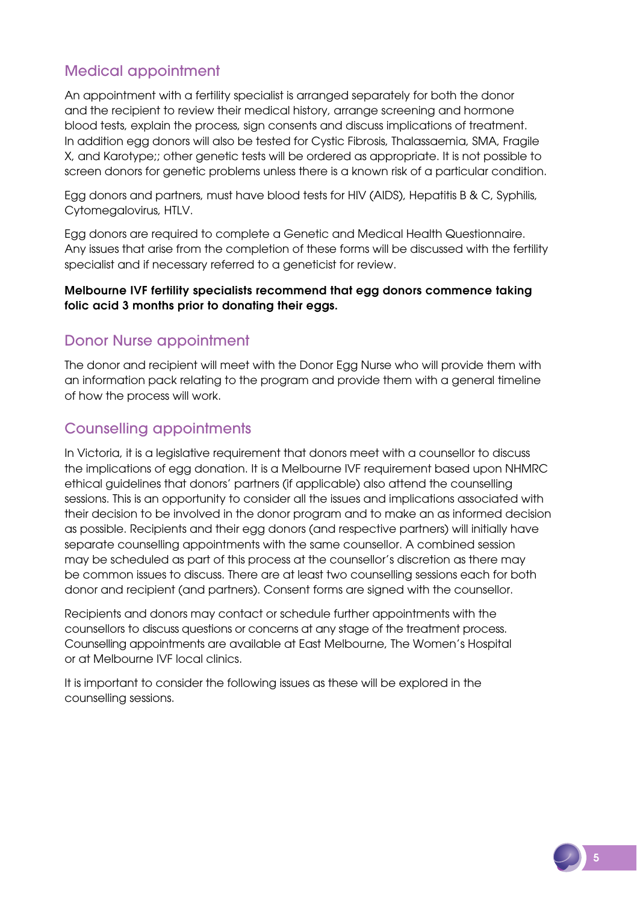## Medical appointment

An appointment with a fertility specialist is arranged separately for both the donor and the recipient to review their medical history, arrange screening and hormone blood tests, explain the process, sign consents and discuss implications of treatment. In addition egg donors will also be tested for Cystic Fibrosis, Thalassaemia, SMA, Fragile X, and Karotype;; other genetic tests will be ordered as appropriate. It is not possible to screen donors for genetic problems unless there is a known risk of a particular condition.

Egg donors and partners, must have blood tests for HIV (AIDS), Hepatitis B & C, Syphilis, Cytomegalovirus, HTLV.

Egg donors are required to complete a Genetic and Medical Health Questionnaire. Any issues that arise from the completion of these forms will be discussed with the fertility specialist and if necessary referred to a geneticist for review.

**Melbourne IVF fertility specialists recommend that egg donors commence taking folic acid 3 months prior to donating their eggs.**

## Donor Nurse appointment

The donor and recipient will meet with the Donor Egg Nurse who will provide them with an information pack relating to the program and provide them with a general timeline of how the process will work.

## Counselling appointments

In Victoria, it is a legislative requirement that donors meet with a counsellor to discuss the implications of egg donation. It is a Melbourne IVF requirement based upon NHMRC ethical guidelines that donors' partners (if applicable) also attend the counselling sessions. This is an opportunity to consider all the issues and implications associated with their decision to be involved in the donor program and to make an as informed decision as possible. Recipients and their egg donors (and respective partners) will initially have separate counselling appointments with the same counsellor. A combined session may be scheduled as part of this process at the counsellor's discretion as there may be common issues to discuss. There are at least two counselling sessions each for both donor and recipient (and partners). Consent forms are signed with the counsellor.

Recipients and donors may contact or schedule further appointments with the counsellors to discuss questions or concerns at any stage of the treatment process. Counselling appointments are available at East Melbourne, The Women's Hospital or at Melbourne IVF local clinics.

It is important to consider the following issues as these will be explored in the counselling sessions.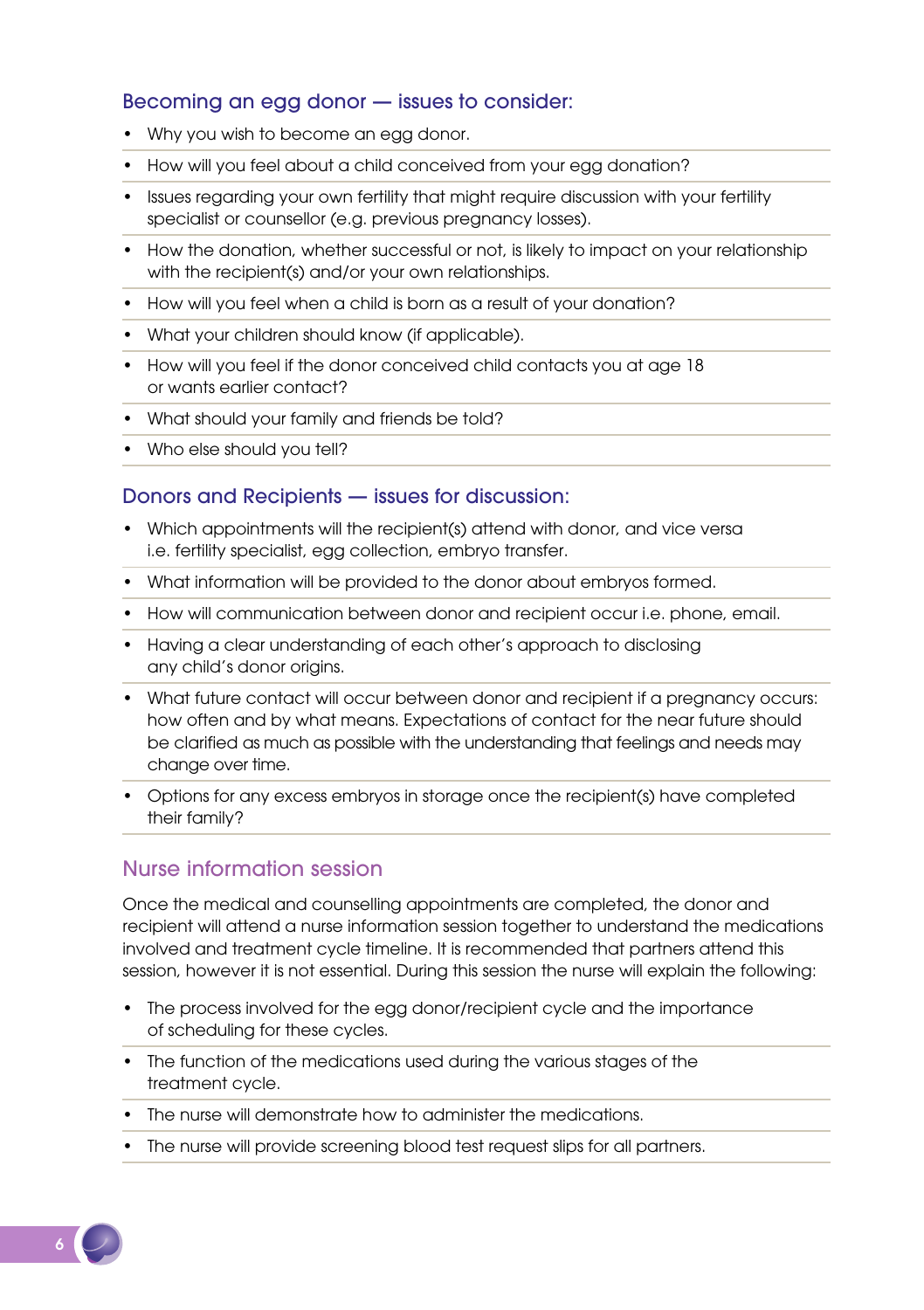### Becoming an egg donor — issues to consider:

- Why you wish to become an egg donor.
- How will you feel about a child conceived from your egg donation?
- Issues regarding your own fertility that might require discussion with your fertility specialist or counsellor (e.g. previous pregnancy losses).
- How the donation, whether successful or not, is likely to impact on your relationship with the recipient(s) and/or your own relationships.
- How will you feel when a child is born as a result of your donation?
- What your children should know (if applicable).
- How will you feel if the donor conceived child contacts you at age 18 or wants earlier contact?
- What should your family and friends be told?
- Who else should you tell?

### Donors and Recipients — issues for discussion:

- Which appointments will the recipient(s) attend with donor, and vice versa i.e. fertility specialist, egg collection, embryo transfer.
- What information will be provided to the donor about embryos formed.
- How will communication between donor and recipient occur i.e. phone, email.
- Having a clear understanding of each other's approach to disclosing any child's donor origins.
- What future contact will occur between donor and recipient if a pregnancy occurs: how often and by what means. Expectations of contact for the near future should be clarified as much as possible with the understanding that feelings and needs may change over time.
- Options for any excess embryos in storage once the recipient(s) have completed their family?

## Nurse information session

Once the medical and counselling appointments are completed, the donor and recipient will attend a nurse information session together to understand the medications involved and treatment cycle timeline. It is recommended that partners attend this session, however it is not essential. During this session the nurse will explain the following:

- The process involved for the egg donor/recipient cycle and the importance of scheduling for these cycles.
- The function of the medications used during the various stages of the treatment cycle.
- The nurse will demonstrate how to administer the medications.
- The nurse will provide screening blood test request slips for all partners.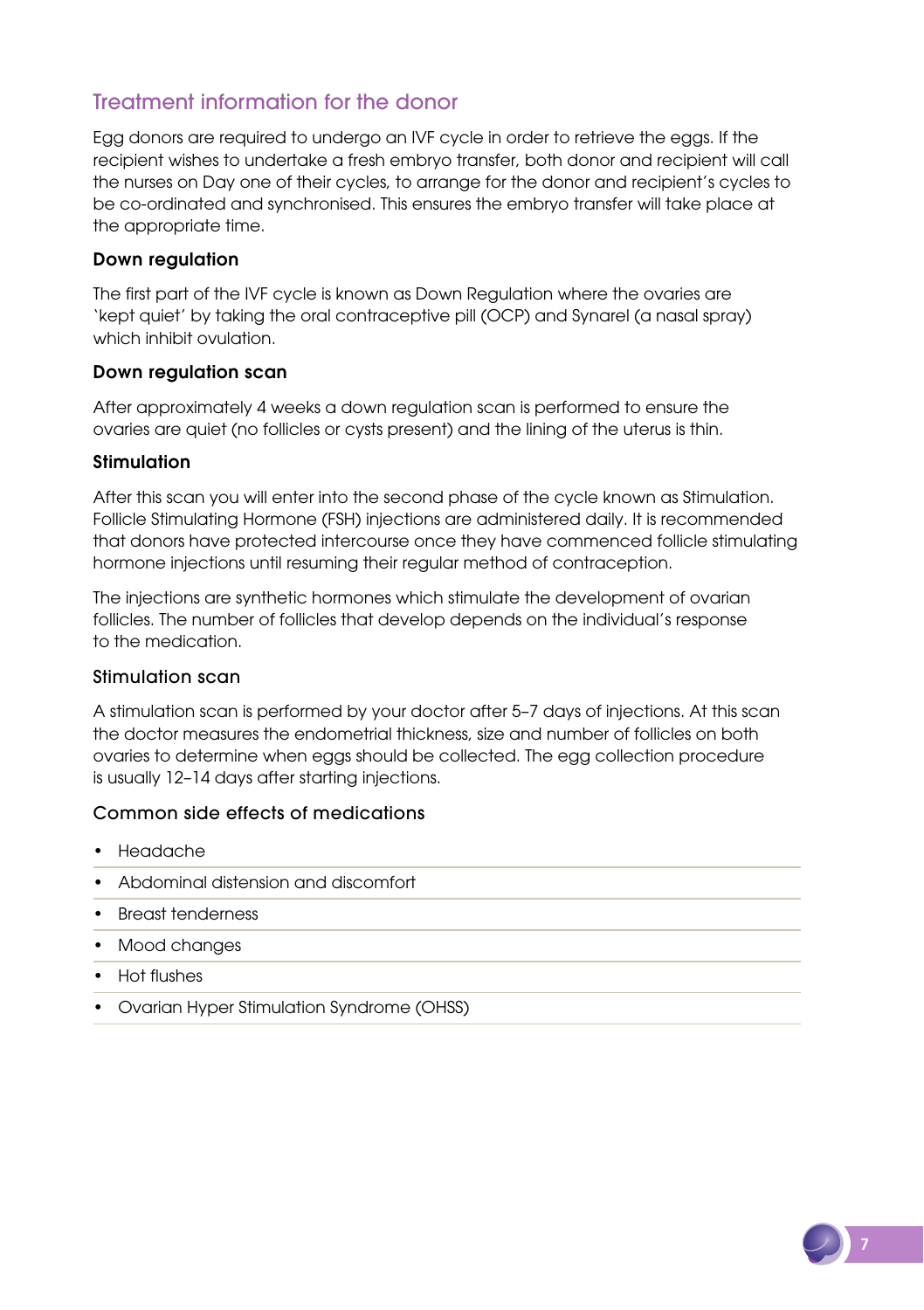## Treatment information for the donor

Egg donors are required to undergo an IVF cycle in order to retrieve the eggs. If the recipient wishes to undertake a fresh embryo transfer, both donor and recipient will call the nurses on Day one of their cycles, to arrange for the donor and recipient's cycles to be co-ordinated and synchronised. This ensures the embryo transfer will take place at the appropriate time.

### Down regulation

The first part of the IVF cycle is known as Down Regulation where the ovaries are 'kept quiet' by taking the oral contraceptive pill (OCP) and Synarel (a nasal spray) which inhibit ovulation.

### Down regulation scan

After approximately 4 weeks a down regulation scan is performed to ensure the ovaries are quiet (no follicles or cysts present) and the lining of the uterus is thin.

### Stimulation

After this scan you will enter into the second phase of the cycle known as Stimulation. Follicle Stimulating Hormone (FSH) injections are administered daily. It is recommended that donors have protected intercourse once they have commenced follicle stimulating hormone injections until resuming their regular method of contraception.

The injections are synthetic hormones which stimulate the development of ovarian follicles. The number of follicles that develop depends on the individual's response to the medication.

### Stimulation scan

A stimulation scan is performed by your doctor after 5–7 days of injections. At this scan the doctor measures the endometrial thickness, size and number of follicles on both ovaries to determine when eggs should be collected. The egg collection procedure is usually 12–14 days after starting injections.

### Common side effects of medications

- Headache
- Abdominal distension and discomfort
- Breast tenderness
- Mood changes
- Hot flushes
- Ovarian Hyper Stimulation Syndrome (OHSS)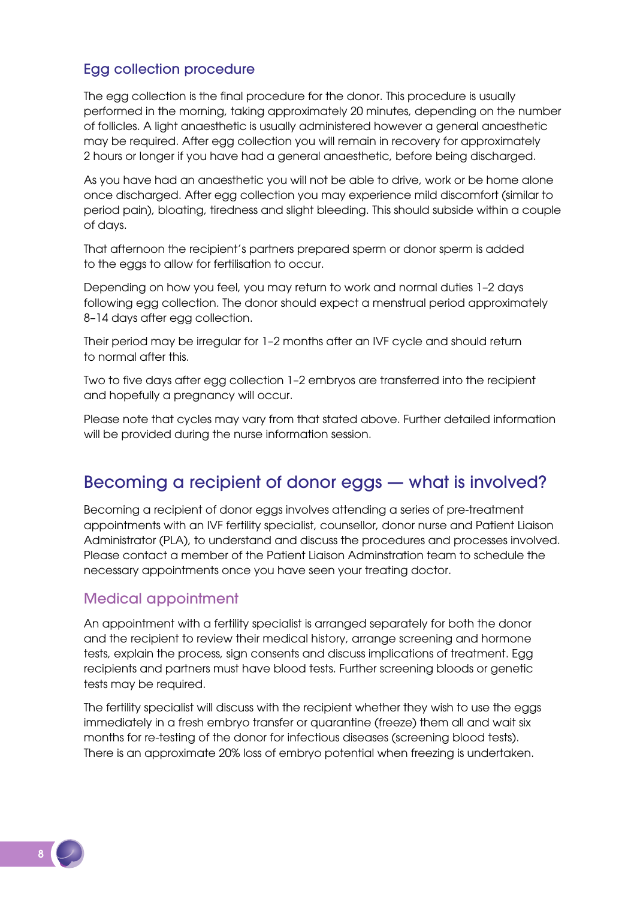### Egg collection procedure

The egg collection is the final procedure for the donor. This procedure is usually performed in the morning, taking approximately 20 minutes, depending on the number of follicles. A light anaesthetic is usually administered however a general anaesthetic may be required. After egg collection you will remain in recovery for approximately 2 hours or longer if you have had a general anaesthetic, before being discharged.

As you have had an anaesthetic you will not be able to drive, work or be home alone once discharged. After egg collection you may experience mild discomfort (similar to period pain), bloating, tiredness and slight bleeding. This should subside within a couple of days.

That afternoon the recipient's partners prepared sperm or donor sperm is added to the eggs to allow for fertilisation to occur.

Depending on how you feel, you may return to work and normal duties 1–2 days following egg collection. The donor should expect a menstrual period approximately 8–14 days after egg collection.

Their period may be irregular for 1–2 months after an IVF cycle and should return to normal after this.

Two to five days after egg collection 1–2 embryos are transferred into the recipient and hopefully a pregnancy will occur.

Please note that cycles may vary from that stated above. Further detailed information will be provided during the nurse information session.

## Becoming a recipient of donor eggs — what is involved?

Becoming a recipient of donor eggs involves attending a series of pre-treatment appointments with an IVF fertility specialist, counsellor, donor nurse and Patient Liaison Administrator (PLA), to understand and discuss the procedures and processes involved. Please contact a member of the Patient Liaison Adminstration team to schedule the necessary appointments once you have seen your treating doctor.

### Medical appointment

An appointment with a fertility specialist is arranged separately for both the donor and the recipient to review their medical history, arrange screening and hormone tests, explain the process, sign consents and discuss implications of treatment. Egg recipients and partners must have blood tests. Further screening bloods or genetic tests may be required.

The fertility specialist will discuss with the recipient whether they wish to use the eggs immediately in a fresh embryo transfer or quarantine (freeze) them all and wait six months for re-testing of the donor for infectious diseases (screening blood tests). There is an approximate 20% loss of embryo potential when freezing is undertaken.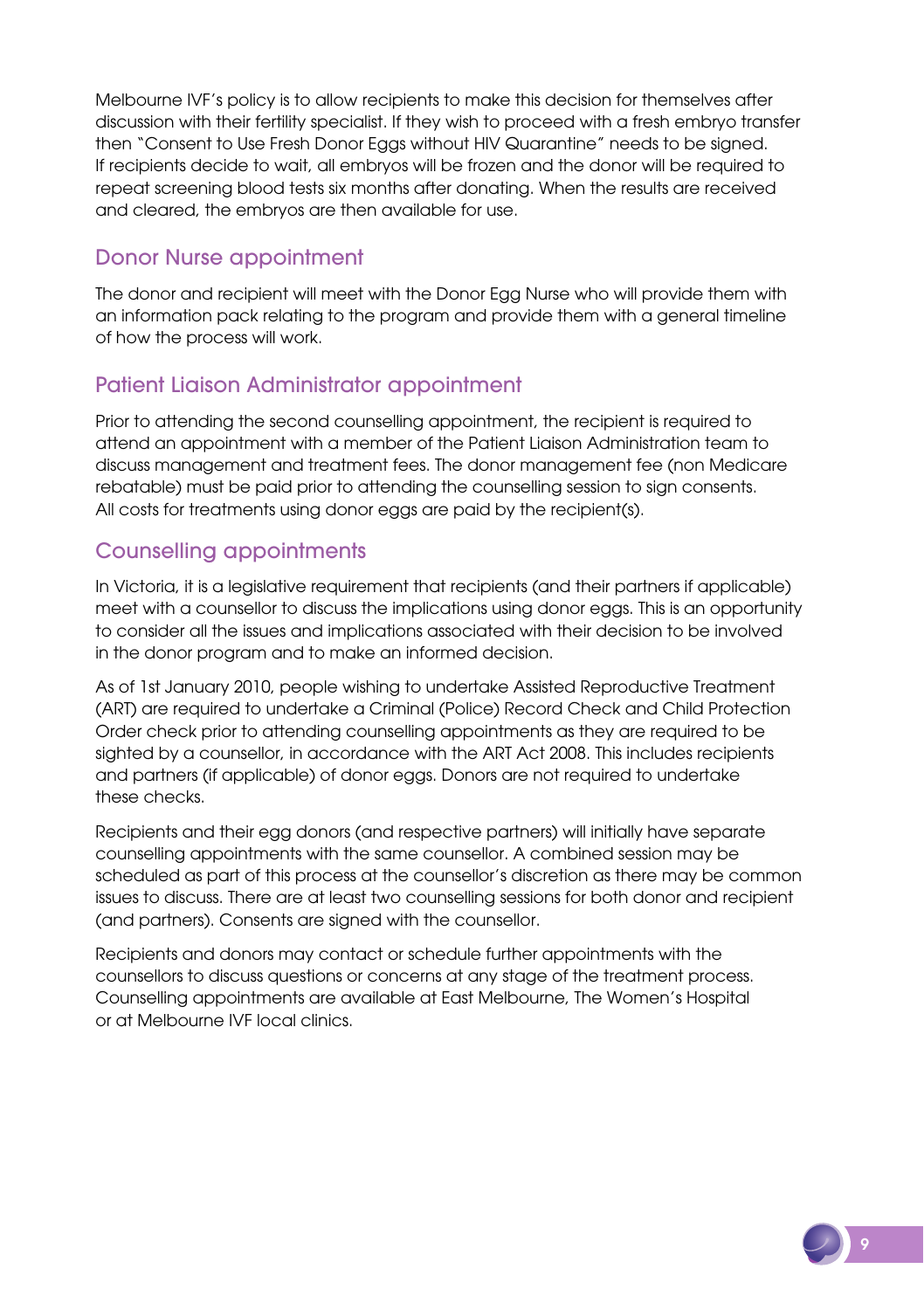Melbourne IVF's policy is to allow recipients to make this decision for themselves after discussion with their fertility specialist. If they wish to proceed with a fresh embryo transfer then "Consent to Use Fresh Donor Eggs without HIV Quarantine" needs to be signed. If recipients decide to wait, all embryos will be frozen and the donor will be required to repeat screening blood tests six months after donating. When the results are received and cleared, the embryos are then available for use.

## Donor Nurse appointment

The donor and recipient will meet with the Donor Egg Nurse who will provide them with an information pack relating to the program and provide them with a general timeline of how the process will work.

## Patient Liaison Administrator appointment

Prior to attending the second counselling appointment, the recipient is required to attend an appointment with a member of the Patient Liaison Administration team to discuss management and treatment fees. The donor management fee (non Medicare rebatable) must be paid prior to attending the counselling session to sign consents. All costs for treatments using donor eggs are paid by the recipient(s).

## Counselling appointments

In Victoria, it is a legislative requirement that recipients (and their partners if applicable) meet with a counsellor to discuss the implications using donor eggs. This is an opportunity to consider all the issues and implications associated with their decision to be involved in the donor program and to make an informed decision.

As of 1st January 2010, people wishing to undertake Assisted Reproductive Treatment (ART) are required to undertake a Criminal (Police) Record Check and Child Protection Order check prior to attending counselling appointments as they are required to be sighted by a counsellor, in accordance with the ART Act 2008. This includes recipients and partners (if applicable) of donor eggs. Donors are not required to undertake these checks.

Recipients and their egg donors (and respective partners) will initially have separate counselling appointments with the same counsellor. A combined session may be scheduled as part of this process at the counsellor's discretion as there may be common issues to discuss. There are at least two counselling sessions for both donor and recipient (and partners). Consents are signed with the counsellor.

Recipients and donors may contact or schedule further appointments with the counsellors to discuss questions or concerns at any stage of the treatment process. Counselling appointments are available at East Melbourne, The Women's Hospital or at Melbourne IVF local clinics.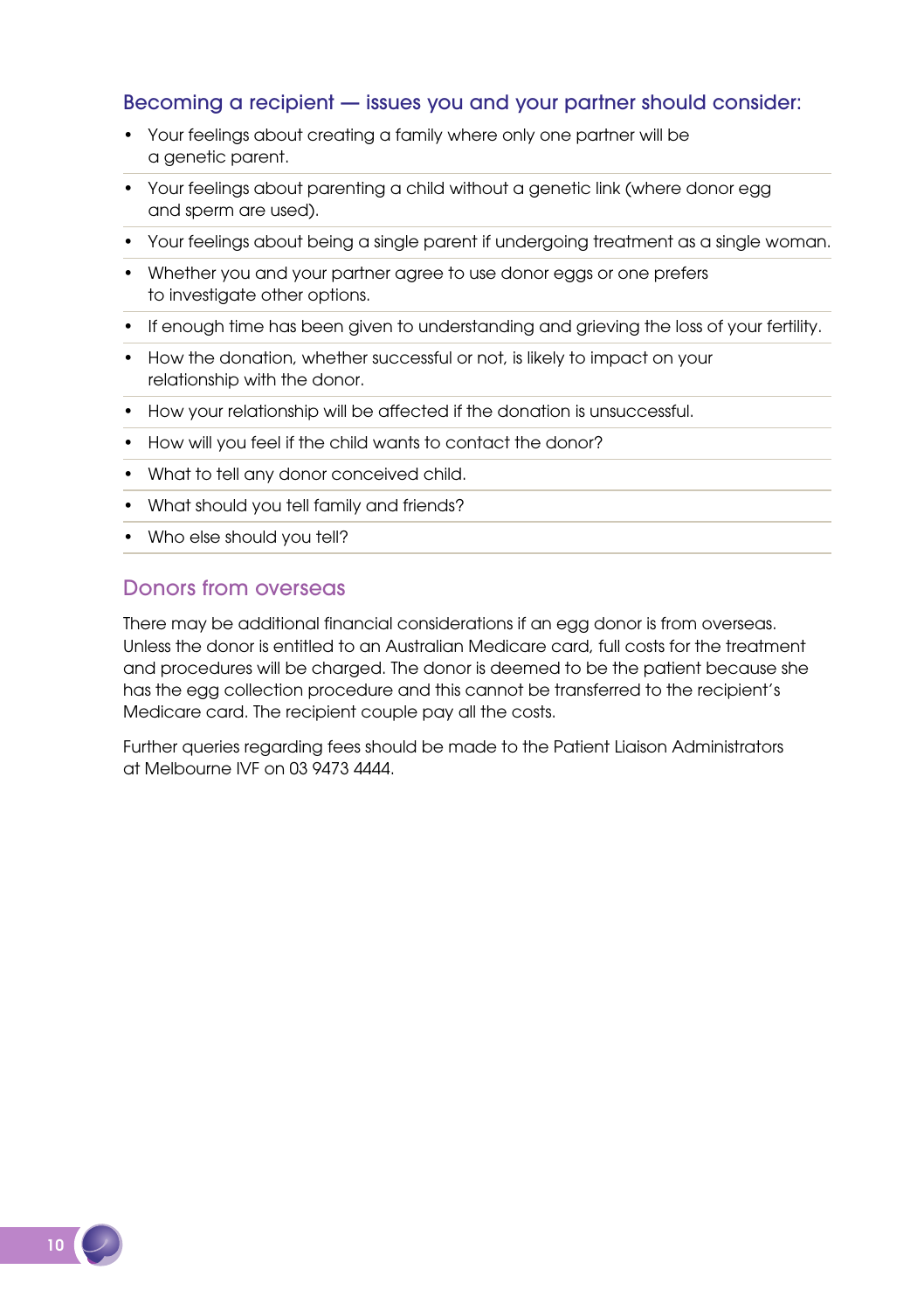### Becoming a recipient — issues you and your partner should consider:

- Your feelings about creating a family where only one partner will be a genetic parent.
- Your feelings about parenting a child without a genetic link (where donor egg and sperm are used).
- Your feelings about being a single parent if undergoing treatment as a single woman.
- Whether you and your partner agree to use donor eggs or one prefers to investigate other options.
- If enough time has been given to understanding and grieving the loss of your fertility.
- How the donation, whether successful or not, is likely to impact on your relationship with the donor.
- How your relationship will be affected if the donation is unsuccessful.
- How will you feel if the child wants to contact the donor?
- What to tell any donor conceived child.
- What should you tell family and friends?
- Who else should you tell?

## Donors from overseas

There may be additional financial considerations if an egg donor is from overseas. Unless the donor is entitled to an Australian Medicare card, full costs for the treatment and procedures will be charged. The donor is deemed to be the patient because she has the egg collection procedure and this cannot be transferred to the recipient's Medicare card. The recipient couple pay all the costs.

Further queries regarding fees should be made to the Patient Liaison Administrators at Melbourne IVF on 03 9473 4444.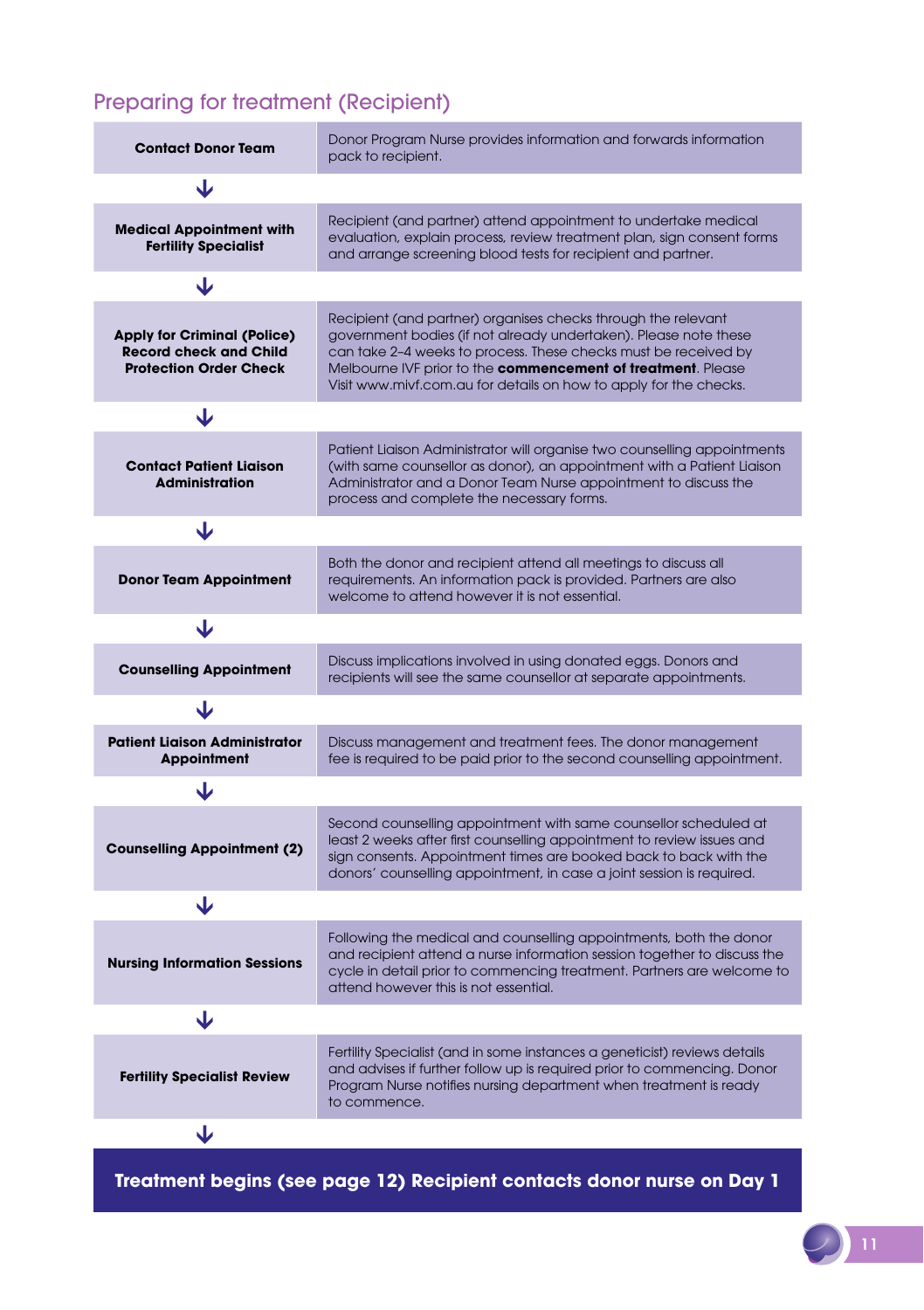## Preparing for treatment (Recipient)

| Step | Description |
|---|---|
| **Contact Donor Team** | Donor Program Nurse provides information and forwards information pack to recipient. |
| **Medical Appointment with Fertility Specialist** | Recipient (and partner) attend appointment to undertake medical evaluation, explain process, review treatment plan, sign consent forms and arrange screening blood tests for recipient and partner. |
| **Apply for Criminal (Police) Record check and Child Protection Order Check** | Recipient (and partner) organises checks through the relevant government bodies (if not already undertaken). Please note these can take 2–4 weeks to process. These checks must be received by Melbourne IVF prior to the **commencement of treatment**. Please Visit www.mivf.com.au for details on how to apply for the checks. |
| **Contact Patient Liaison Administration** | Patient Liaison Administrator will organise two counselling appointments (with same counsellor as donor), an appointment with a Patient Liaison Administrator and a Donor Team Nurse appointment to discuss the process and complete the necessary forms. |
| **Donor Team Appointment** | Both the donor and recipient attend all meetings to discuss all requirements. An information pack is provided. Partners are also welcome to attend however it is not essential. |
| **Counselling Appointment** | Discuss implications involved in using donated eggs. Donors and recipients will see the same counsellor at separate appointments. |
| **Patient Liaison Administrator Appointment** | Discuss management and treatment fees. The donor management fee is required to be paid prior to the second counselling appointment. |
| **Counselling Appointment (2)** | Second counselling appointment with same counsellor scheduled at least 2 weeks after first counselling appointment to review issues and sign consents. Appointment times are booked back to back with the donors' counselling appointment, in case a joint session is required. |
| **Nursing Information Sessions** | Following the medical and counselling appointments, both the donor and recipient attend a nurse information session together to discuss the cycle in detail prior to commencing treatment. Partners are welcome to attend however this is not essential. |
| **Fertility Specialist Review** | Fertility Specialist (and in some instances a geneticist) reviews details and advises if further follow up is required prior to commencing. Donor Program Nurse notifies nursing department when treatment is ready to commence. |

**Treatment begins (see page 12) Recipient contacts donor nurse on Day 1**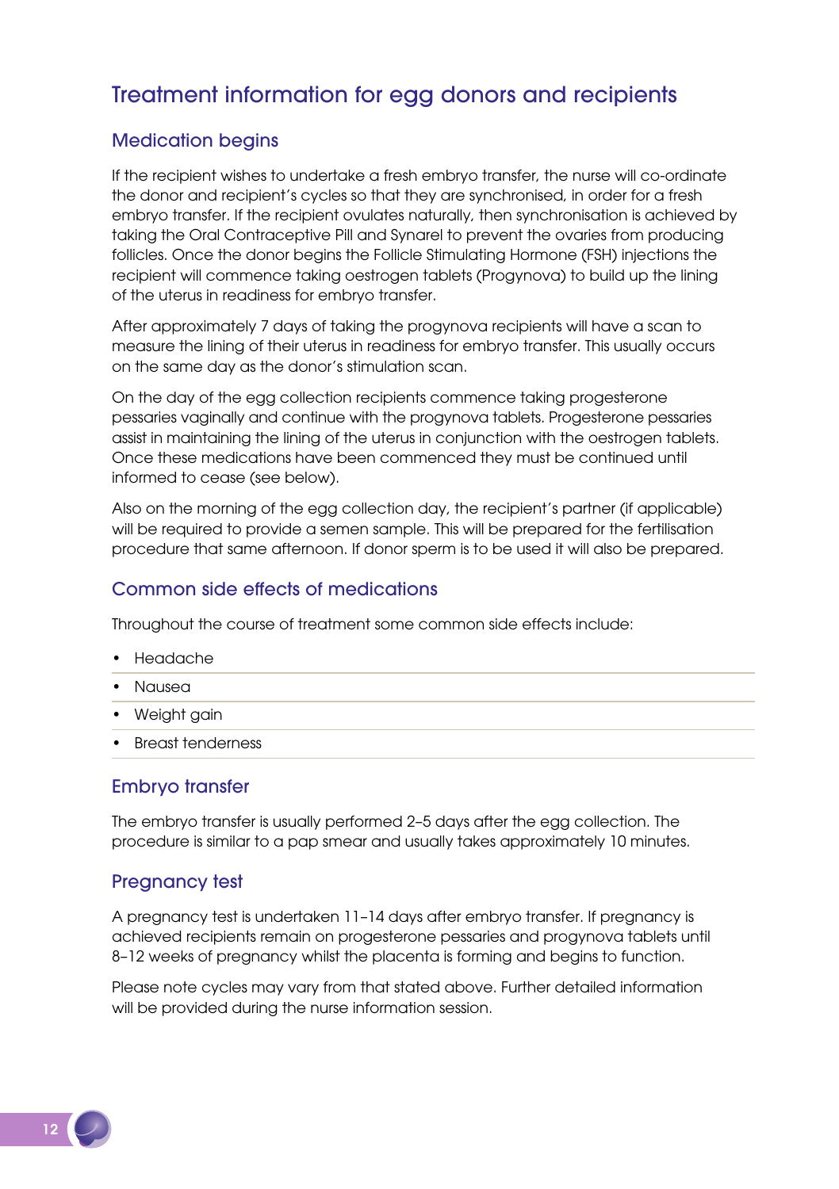# Treatment information for egg donors and recipients

## Medication begins

If the recipient wishes to undertake a fresh embryo transfer, the nurse will co-ordinate the donor and recipient's cycles so that they are synchronised, in order for a fresh embryo transfer. If the recipient ovulates naturally, then synchronisation is achieved by taking the Oral Contraceptive Pill and Synarel to prevent the ovaries from producing follicles. Once the donor begins the Follicle Stimulating Hormone (FSH) injections the recipient will commence taking oestrogen tablets (Progynova) to build up the lining of the uterus in readiness for embryo transfer.

After approximately 7 days of taking the progynova recipients will have a scan to measure the lining of their uterus in readiness for embryo transfer. This usually occurs on the same day as the donor's stimulation scan.

On the day of the egg collection recipients commence taking progesterone pessaries vaginally and continue with the progynova tablets. Progesterone pessaries assist in maintaining the lining of the uterus in conjunction with the oestrogen tablets. Once these medications have been commenced they must be continued until informed to cease (see below).

Also on the morning of the egg collection day, the recipient's partner (if applicable) will be required to provide a semen sample. This will be prepared for the fertilisation procedure that same afternoon. If donor sperm is to be used it will also be prepared.

## Common side effects of medications

Throughout the course of treatment some common side effects include:

- Headache
- Nausea
- Weight gain
- Breast tenderness

## Embryo transfer

The embryo transfer is usually performed 2–5 days after the egg collection. The procedure is similar to a pap smear and usually takes approximately 10 minutes.

## Pregnancy test

A pregnancy test is undertaken 11–14 days after embryo transfer. If pregnancy is achieved recipients remain on progesterone pessaries and progynova tablets until 8–12 weeks of pregnancy whilst the placenta is forming and begins to function.

Please note cycles may vary from that stated above. Further detailed information will be provided during the nurse information session.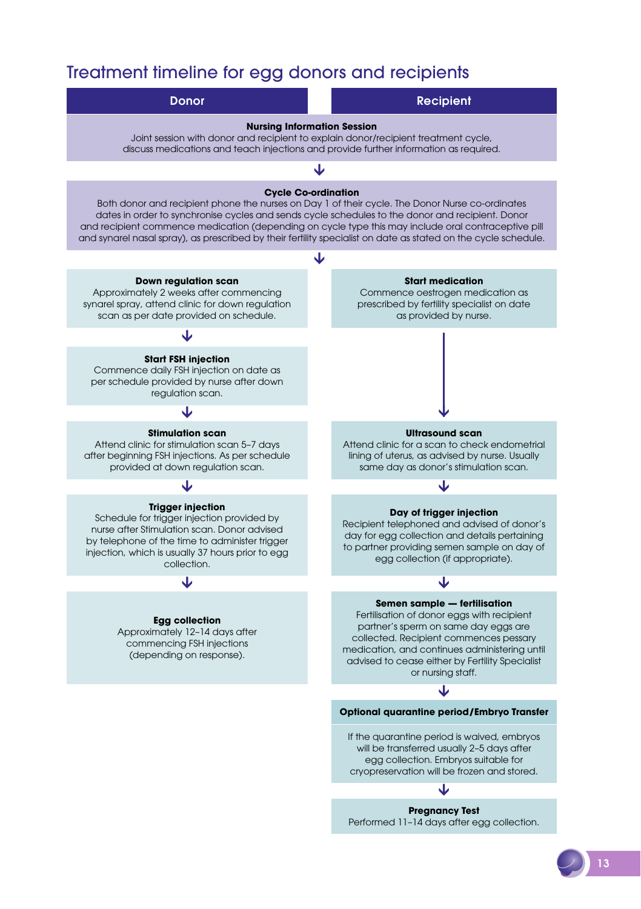# Treatment timeline for egg donors and recipients

| Donor | Recipient |
|---|---|

**Nursing Information Session**

Joint session with donor and recipient to explain donor/recipient treatment cycle, discuss medications and teach injections and provide further information as required.

**Cycle Co-ordination**

Both donor and recipient phone the nurses on Day 1 of their cycle. The Donor Nurse co-ordinates dates in order to synchronise cycles and sends cycle schedules to the donor and recipient. Donor and recipient commence medication (depending on cycle type this may include oral contraceptive pill and synarel nasal spray), as prescribed by their fertility specialist on date as stated on the cycle schedule.

## Donor

**Down regulation scan**

Approximately 2 weeks after commencing synarel spray, attend clinic for down regulation scan as per date provided on schedule.

**Start FSH injection**

Commence daily FSH injection on date as per schedule provided by nurse after down regulation scan.

**Stimulation scan**

Attend clinic for stimulation scan 5–7 days after beginning FSH injections. As per schedule provided at down regulation scan.

**Trigger injection**

Schedule for trigger injection provided by nurse after Stimulation scan. Donor advised by telephone of the time to administer trigger injection, which is usually 37 hours prior to egg collection.

**Egg collection**

Approximately 12–14 days after commencing FSH injections (depending on response).

## Recipient

**Start medication**

Commence oestrogen medication as prescribed by fertility specialist on date as provided by nurse.

**Ultrasound scan**

Attend clinic for a scan to check endometrial lining of uterus, as advised by nurse. Usually same day as donor's stimulation scan.

**Day of trigger injection**

Recipient telephoned and advised of donor's day for egg collection and details pertaining to partner providing semen sample on day of egg collection (if appropriate).

**Semen sample — fertilisation**

Fertilisation of donor eggs with recipient partner's sperm on same day eggs are collected. Recipient commences pessary medication, and continues administering until advised to cease either by Fertility Specialist or nursing staff.

**Optional quarantine period/Embryo Transfer**

If the quarantine period is waived, embryos will be transferred usually 2–5 days after egg collection. Embryos suitable for cryopreservation will be frozen and stored.

**Pregnancy Test**

Performed 11–14 days after egg collection.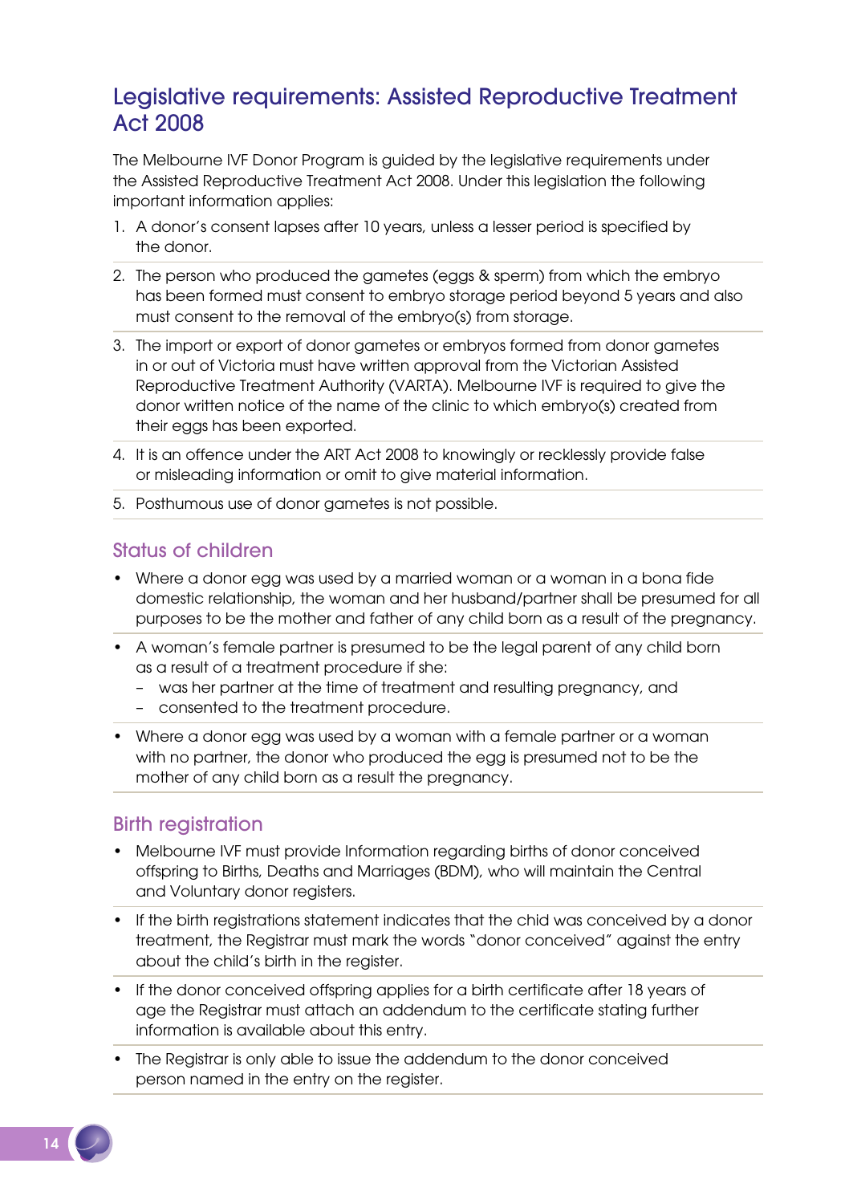## Legislative requirements: Assisted Reproductive Treatment Act 2008

The Melbourne IVF Donor Program is guided by the legislative requirements under the Assisted Reproductive Treatment Act 2008. Under this legislation the following important information applies:

1. A donor's consent lapses after 10 years, unless a lesser period is specified by the donor.
2. The person who produced the gametes (eggs & sperm) from which the embryo has been formed must consent to embryo storage period beyond 5 years and also must consent to the removal of the embryo(s) from storage.
3. The import or export of donor gametes or embryos formed from donor gametes in or out of Victoria must have written approval from the Victorian Assisted Reproductive Treatment Authority (VARTA). Melbourne IVF is required to give the donor written notice of the name of the clinic to which embryo(s) created from their eggs has been exported.
4. It is an offence under the ART Act 2008 to knowingly or recklessly provide false or misleading information or omit to give material information.
5. Posthumous use of donor gametes is not possible.

### Status of children

- Where a donor egg was used by a married woman or a woman in a bona fide domestic relationship, the woman and her husband/partner shall be presumed for all purposes to be the mother and father of any child born as a result of the pregnancy.
- A woman's female partner is presumed to be the legal parent of any child born as a result of a treatment procedure if she:
  - was her partner at the time of treatment and resulting pregnancy, and
  - consented to the treatment procedure.
- Where a donor egg was used by a woman with a female partner or a woman with no partner, the donor who produced the egg is presumed not to be the mother of any child born as a result the pregnancy.

### Birth registration

- Melbourne IVF must provide Information regarding births of donor conceived offspring to Births, Deaths and Marriages (BDM), who will maintain the Central and Voluntary donor registers.
- If the birth registrations statement indicates that the chid was conceived by a donor treatment, the Registrar must mark the words "donor conceived" against the entry about the child's birth in the register.
- If the donor conceived offspring applies for a birth certificate after 18 years of age the Registrar must attach an addendum to the certificate stating further information is available about this entry.
- The Registrar is only able to issue the addendum to the donor conceived person named in the entry on the register.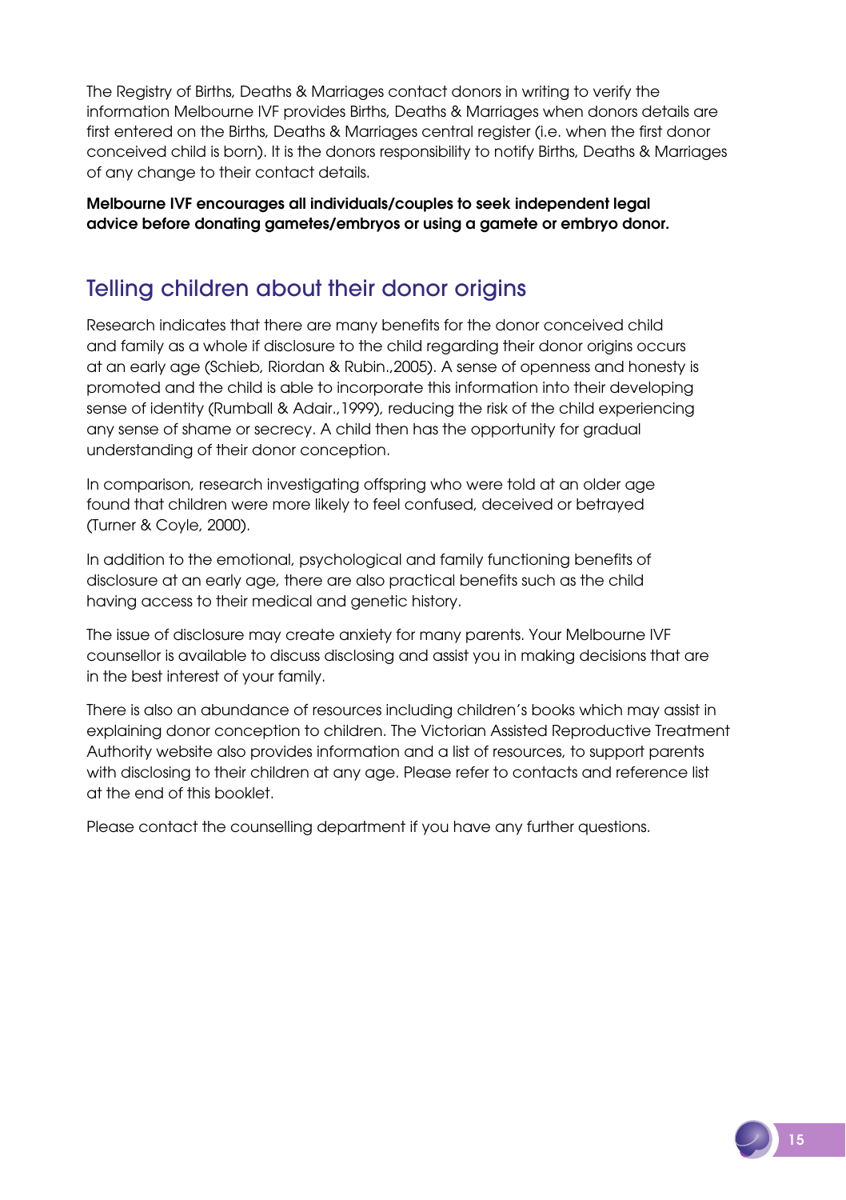The Registry of Births, Deaths & Marriages contact donors in writing to verify the information Melbourne IVF provides Births, Deaths & Marriages when donors details are first entered on the Births, Deaths & Marriages central register (i.e. when the first donor conceived child is born). It is the donors responsibility to notify Births, Deaths & Marriages of any change to their contact details.

**Melbourne IVF encourages all individuals/couples to seek independent legal advice before donating gametes/embryos or using a gamete or embryo donor.**

## Telling children about their donor origins

Research indicates that there are many benefits for the donor conceived child and family as a whole if disclosure to the child regarding their donor origins occurs at an early age (Schieb, Riordan & Rubin.,2005). A sense of openness and honesty is promoted and the child is able to incorporate this information into their developing sense of identity (Rumball & Adair.,1999), reducing the risk of the child experiencing any sense of shame or secrecy. A child then has the opportunity for gradual understanding of their donor conception.

In comparison, research investigating offspring who were told at an older age found that children were more likely to feel confused, deceived or betrayed (Turner & Coyle, 2000).

In addition to the emotional, psychological and family functioning benefits of disclosure at an early age, there are also practical benefits such as the child having access to their medical and genetic history.

The issue of disclosure may create anxiety for many parents. Your Melbourne IVF counsellor is available to discuss disclosing and assist you in making decisions that are in the best interest of your family.

There is also an abundance of resources including children's books which may assist in explaining donor conception to children. The Victorian Assisted Reproductive Treatment Authority website also provides information and a list of resources, to support parents with disclosing to their children at any age. Please refer to contacts and reference list at the end of this booklet.

Please contact the counselling department if you have any further questions.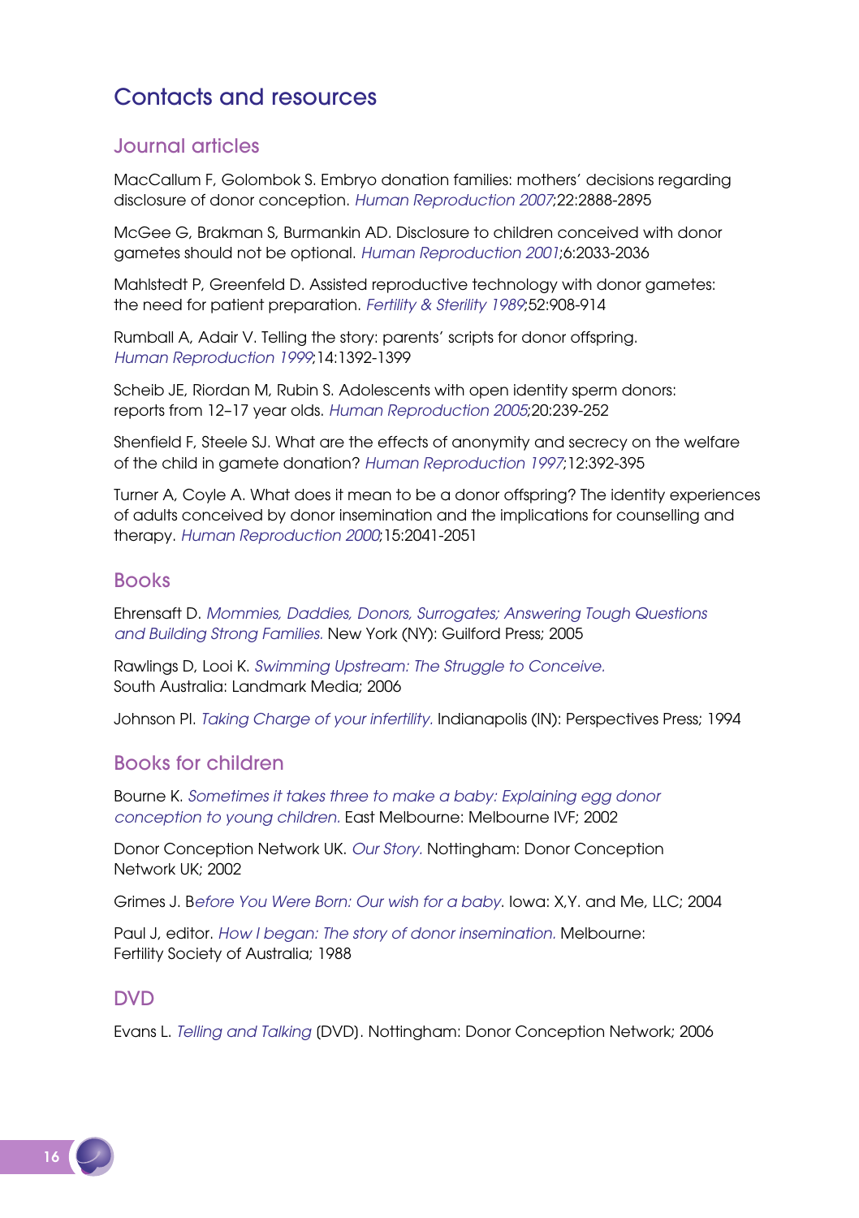# Contacts and resources

## Journal articles

MacCallum F, Golombok S. Embryo donation families: mothers' decisions regarding disclosure of donor conception. *Human Reproduction 2007*;22:2888-2895

McGee G, Brakman S, Burmankin AD. Disclosure to children conceived with donor gametes should not be optional. *Human Reproduction 2001*;6:2033-2036

Mahlstedt P, Greenfeld D. Assisted reproductive technology with donor gametes: the need for patient preparation. *Fertility & Sterility 1989*;52:908-914

Rumball A, Adair V. Telling the story: parents' scripts for donor offspring. *Human Reproduction 1999*;14:1392-1399

Scheib JE, Riordan M, Rubin S. Adolescents with open identity sperm donors: reports from 12–17 year olds. *Human Reproduction 2005*;20:239-252

Shenfield F, Steele SJ. What are the effects of anonymity and secrecy on the welfare of the child in gamete donation? *Human Reproduction 1997*;12:392-395

Turner A, Coyle A. What does it mean to be a donor offspring? The identity experiences of adults conceived by donor insemination and the implications for counselling and therapy. *Human Reproduction 2000*;15:2041-2051

## Books

Ehrensaft D. *Mommies, Daddies, Donors, Surrogates; Answering Tough Questions and Building Strong Families.* New York (NY): Guilford Press; 2005

Rawlings D, Looi K. *Swimming Upstream: The Struggle to Conceive.* South Australia: Landmark Media; 2006

Johnson Pl. *Taking Charge of your infertility.* Indianapolis (IN): Perspectives Press; 1994

## Books for children

Bourne K. *Sometimes it takes three to make a baby: Explaining egg donor conception to young children.* East Melbourne: Melbourne IVF; 2002

Donor Conception Network UK. *Our Story.* Nottingham: Donor Conception Network UK; 2002

Grimes J. B*efore You Were Born: Our wish for a baby*. Iowa: X,Y. and Me, LLC; 2004

Paul J, editor. *How I began: The story of donor insemination.* Melbourne: Fertility Society of Australia; 1988

## DVD

Evans L. *Telling and Talking* (DVD). Nottingham: Donor Conception Network; 2006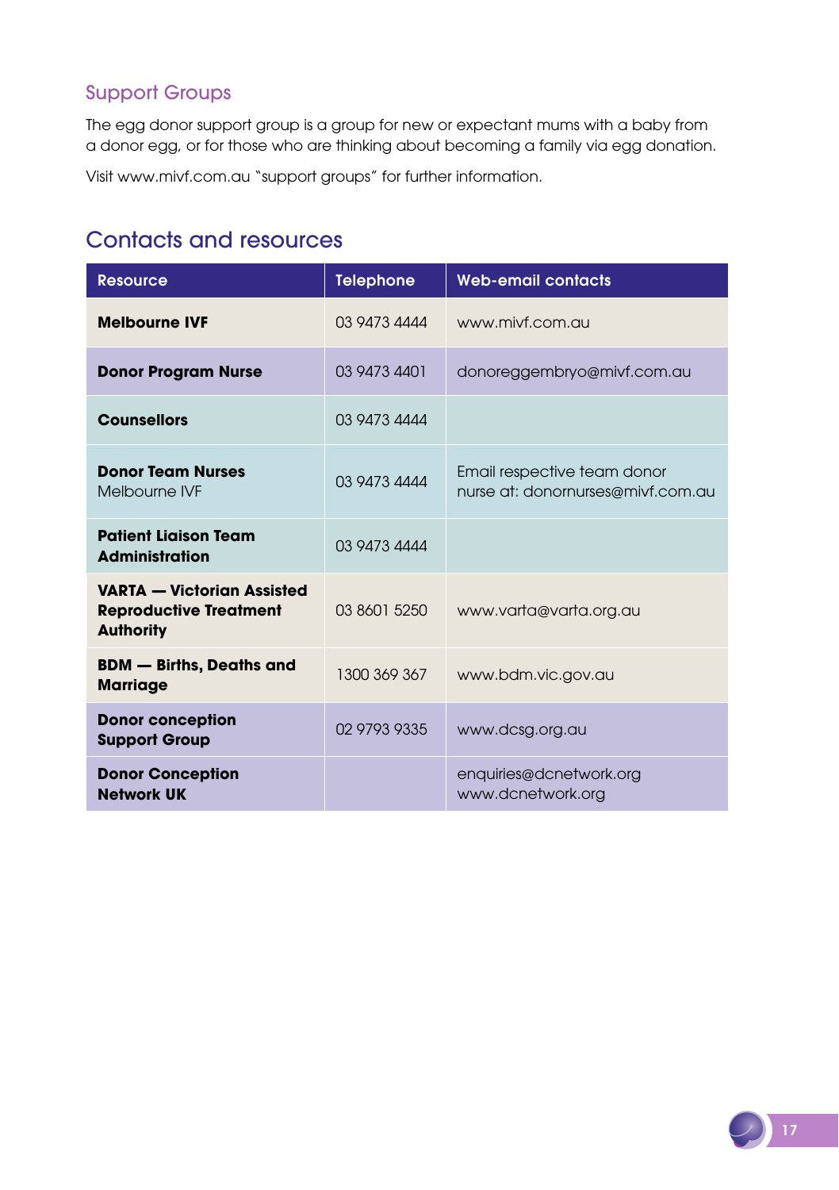## Support Groups

The egg donor support group is a group for new or expectant mums with a baby from a donor egg, or for those who are thinking about becoming a family via egg donation.

Visit www.mivf.com.au "support groups" for further information.

# Contacts and resources

| Resource | Telephone | Web-email contacts |
|---|---|---|
| **Melbourne IVF** | 03 9473 4444 | www.mivf.com.au |
| **Donor Program Nurse** | 03 9473 4401 | donoreggembryo@mivf.com.au |
| **Counsellors** | 03 9473 4444 | |
| **Donor Team Nurses** Melbourne IVF | 03 9473 4444 | Email respective team donor nurse at: donornurses@mivf.com.au |
| **Patient Liaison Team Administration** | 03 9473 4444 | |
| **VARTA — Victorian Assisted Reproductive Treatment Authority** | 03 8601 5250 | www.varta@varta.org.au |
| **BDM — Births, Deaths and Marriage** | 1300 369 367 | www.bdm.vic.gov.au |
| **Donor conception Support Group** | 02 9793 9335 | www.dcsg.org.au |
| **Donor Conception Network UK** | | enquiries@dcnetwork.org www.dcnetwork.org |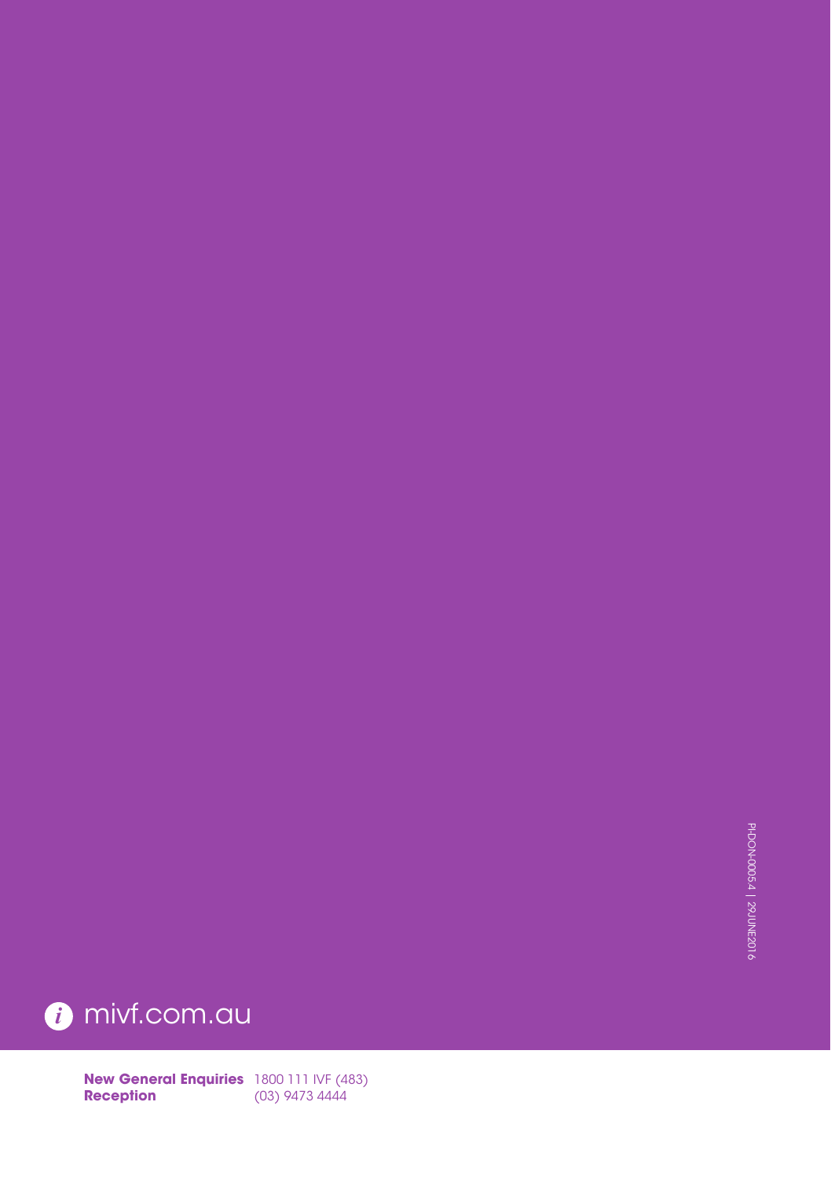PI-DON-0005.4 | 29JUNE2016

mivf.com.au

**New General Enquiries** 1800 111 IVF (483)
**Reception** (03) 9473 4444